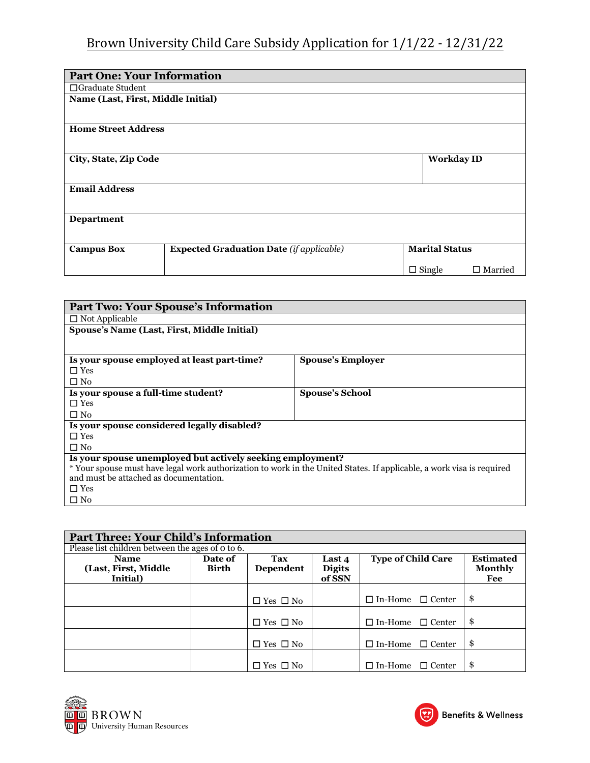# Brown University Child Care Subsidy Application for 1/1/22 - 12/31/22

## Part One: Your Information

☐Graduate Student

| **Name (Last, First, Middle Initial)** | | |
|---|---|---|
| **Home Street Address** | | |
| **City, State, Zip Code** | | **Workday ID** |
| **Email Address** | | |
| **Department** | | |
| **Campus Box** | **Expected Graduation Date** *(if applicable)* | **Marital Status** ☐ Single ☐ Married |

## Part Two: Your Spouse's Information

☐ Not Applicable

| **Spouse's Name (Last, First, Middle Initial)** | |
|---|---|
| **Is your spouse employed at least part-time?** ☐ Yes ☐ No | **Spouse's Employer** |
| **Is your spouse a full-time student?** ☐ Yes ☐ No | **Spouse's School** |
| **Is your spouse considered legally disabled?** ☐ Yes ☐ No | |
| **Is your spouse unemployed but actively seeking employment?** * Your spouse must have legal work authorization to work in the United States. If applicable, a work visa is required and must be attached as documentation. ☐ Yes ☐ No | |

## Part Three: Your Child's Information

Please list children between the ages of 0 to 6.

| Name (Last, First, Middle Initial) | Date of Birth | Tax Dependent | Last 4 Digits of SSN | Type of Child Care | Estimated Monthly Fee |
|---|---|---|---|---|---|
| | | ☐ Yes ☐ No | | ☐ In-Home ☐ Center | $ |
| | | ☐ Yes ☐ No | | ☐ In-Home ☐ Center | $ |
| | | ☐ Yes ☐ No | | ☐ In-Home ☐ Center | $ |
| | | ☐ Yes ☐ No | | ☐ In-Home ☐ Center | $ |

BROWN University Human Resources

Benefits & Wellness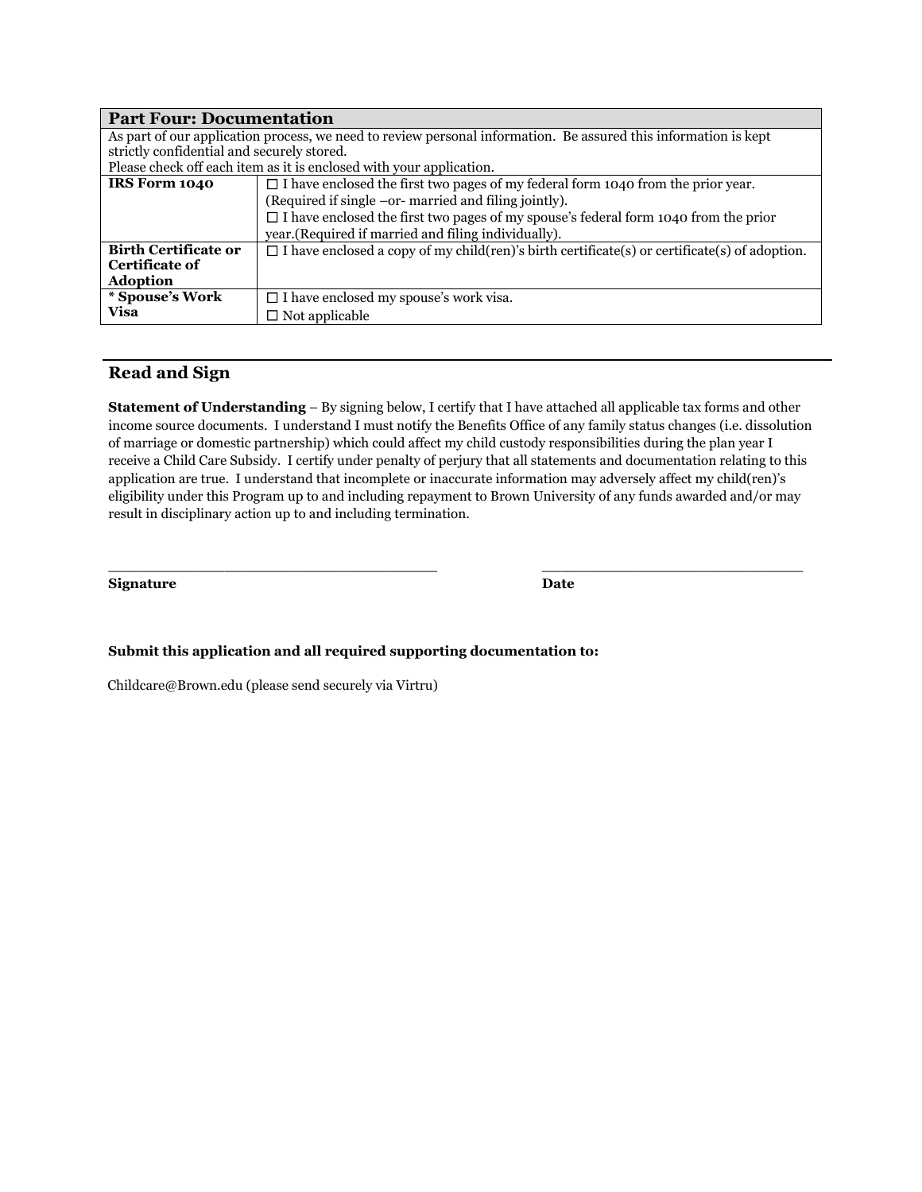## Part Four: Documentation

As part of our application process, we need to review personal information. Be assured this information is kept strictly confidential and securely stored.
Please check off each item as it is enclosed with your application.

| | |
|---|---|
| **IRS Form 1040** | ☐ I have enclosed the first two pages of my federal form 1040 from the prior year. (Required if single –or- married and filing jointly).<br>☐ I have enclosed the first two pages of my spouse's federal form 1040 from the prior year.(Required if married and filing individually). |
| **Birth Certificate or Certificate of Adoption** | ☐ I have enclosed a copy of my child(ren)'s birth certificate(s) or certificate(s) of adoption. |
| **\* Spouse's Work Visa** | ☐ I have enclosed my spouse's work visa.<br>☐ Not applicable |

## Read and Sign

**Statement of Understanding** – By signing below, I certify that I have attached all applicable tax forms and other income source documents. I understand I must notify the Benefits Office of any family status changes (i.e. dissolution of marriage or domestic partnership) which could affect my child custody responsibilities during the plan year I receive a Child Care Subsidy. I certify under penalty of perjury that all statements and documentation relating to this application are true. I understand that incomplete or inaccurate information may adversely affect my child(ren)'s eligibility under this Program up to and including repayment to Brown University of any funds awarded and/or may result in disciplinary action up to and including termination.

_______________________________________ &nbsp;&nbsp;&nbsp;&nbsp; _______________________________
**Signature** &nbsp;&nbsp;&nbsp;&nbsp; **Date**

**Submit this application and all required supporting documentation to:**

Childcare@Brown.edu (please send securely via Virtru)